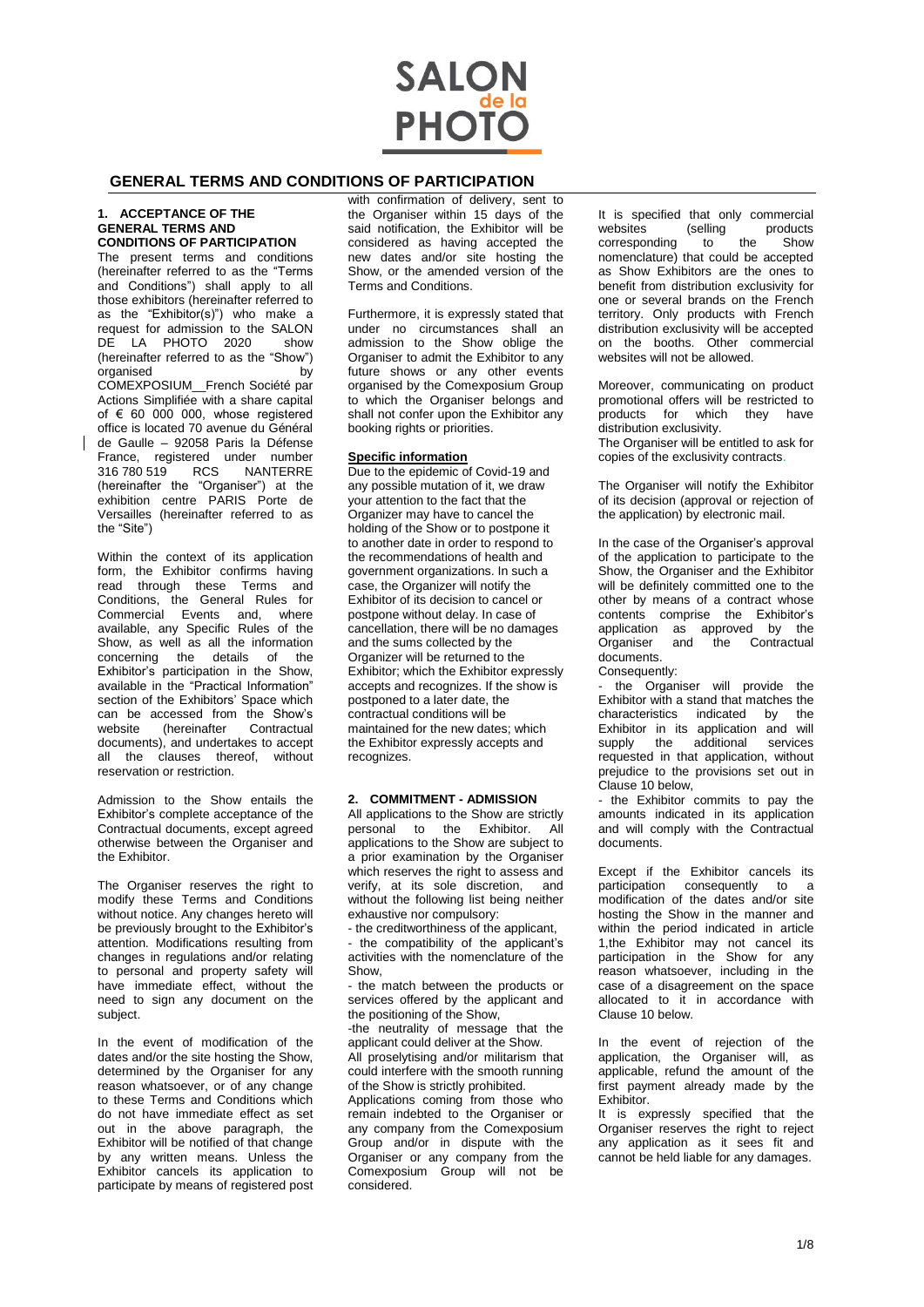# GENERAL TERMS AND CONDITIONS OF PARTICIPATION

## 1. ACCEPTANCE OF THE GENERAL TERMS AND CONDITIONS OF PARTICIPATION

The present terms and conditions (hereinafter referred to as the "Terms and Conditions") shall apply to all those exhibitors (hereinafter referred to as the "Exhibitor(s)") who make a request for admission to the SALON DE LA PHOTO 2020 show (hereinafter referred to as the "Show") organised by COMEXPOSIUM French Société par Actions Simplifiée with a share capital of € 60 000 000, whose registered office is located 70 avenue du Général de Gaulle – 92058 Paris la Défense France, registered under number 316 780 519 RCS NANTERRE (hereinafter the "Organiser") at the exhibition centre PARIS Porte de Versailles (hereinafter referred to as the "Site")

Within the context of its application form, the Exhibitor confirms having read through these Terms and Conditions, the General Rules for Commercial Events and, where available, any Specific Rules of the Show, as well as all the information concerning the details of the Exhibitor's participation in the Show, available in the "Practical Information" section of the Exhibitors' Space which can be accessed from the Show's website (hereinafter Contractual documents), and undertakes to accept all the clauses thereof, without reservation or restriction.

Admission to the Show entails the Exhibitor's complete acceptance of the Contractual documents, except agreed otherwise between the Organiser and the Exhibitor.

The Organiser reserves the right to modify these Terms and Conditions without notice. Any changes hereto will be previously brought to the Exhibitor's attention. Modifications resulting from changes in regulations and/or relating to personal and property safety will have immediate effect, without the need to sign any document on the subject.

In the event of modification of the dates and/or the site hosting the Show, determined by the Organiser for any reason whatsoever, or of any change to these Terms and Conditions which do not have immediate effect as set out in the above paragraph, the Exhibitor will be notified of that change by any written means. Unless the Exhibitor cancels its application to participate by means of registered post with confirmation of delivery, sent to the Organiser within 15 days of the said notification, the Exhibitor will be considered as having accepted the new dates and/or site hosting the Show, or the amended version of the Terms and Conditions.

Furthermore, it is expressly stated that under no circumstances shall an admission to the Show oblige the Organiser to admit the Exhibitor to any future shows or any other events organised by the Comexposium Group to which the Organiser belongs and shall not confer upon the Exhibitor any booking rights or priorities.

**Specific information**

Due to the epidemic of Covid-19 and any possible mutation of it, we draw your attention to the fact that the Organizer may have to cancel the holding of the Show or to postpone it to another date in order to respond to the recommendations of health and government organizations. In such a case, the Organizer will notify the Exhibitor of its decision to cancel or postpone without delay. In case of cancellation, there will be no damages and the sums collected by the Organizer will be returned to the Exhibitor; which the Exhibitor expressly accepts and recognizes. If the show is postponed to a later date, the contractual conditions will be maintained for the new dates; which the Exhibitor expressly accepts and recognizes.

## 2. COMMITMENT - ADMISSION

All applications to the Show are strictly personal to the Exhibitor. All applications to the Show are subject to a prior examination by the Organiser which reserves the right to assess and verify, at its sole discretion, and without the following list being neither exhaustive nor compulsory:

- the creditworthiness of the applicant,
- the compatibility of the applicant's activities with the nomenclature of the Show,
- the match between the products or services offered by the applicant and the positioning of the Show,
- the neutrality of message that the applicant could deliver at the Show.

All proselytising and/or militarism that could interfere with the smooth running of the Show is strictly prohibited.

Applications coming from those who remain indebted to the Organiser or any company from the Comexposium Group and/or in dispute with the Organiser or any company from the Comexposium Group will not be considered.

It is specified that only commercial websites (selling products corresponding to the Show nomenclature) that could be accepted as Show Exhibitors are the ones to benefit from distribution exclusivity for one or several brands on the French territory. Only products with French distribution exclusivity will be accepted on the booths. Other commercial websites will not be allowed.

Moreover, communicating on product promotional offers will be restricted to products for which they have distribution exclusivity.

The Organiser will be entitled to ask for copies of the exclusivity contracts.

The Organiser will notify the Exhibitor of its decision (approval or rejection of the application) by electronic mail.

In the case of the Organiser's approval of the application to participate to the Show, the Organiser and the Exhibitor will be definitely committed one to the other by means of a contract whose contents comprise the Exhibitor's application as approved by the Organiser and the Contractual documents.

Consequently:

- the Organiser will provide the Exhibitor with a stand that matches the characteristics indicated by the Exhibitor in its application and will supply the additional services requested in that application, without prejudice to the provisions set out in Clause 10 below,
- the Exhibitor commits to pay the amounts indicated in its application and will comply with the Contractual documents.

Except if the Exhibitor cancels its participation consequently to a modification of the dates and/or site hosting the Show in the manner and within the period indicated in article 1,the Exhibitor may not cancel its participation in the Show for any reason whatsoever, including in the case of a disagreement on the space allocated to it in accordance with Clause 10 below.

In the event of rejection of the application, the Organiser will, as applicable, refund the amount of the first payment already made by the Exhibitor.

It is expressly specified that the Organiser reserves the right to reject any application as it sees fit and cannot be held liable for any damages.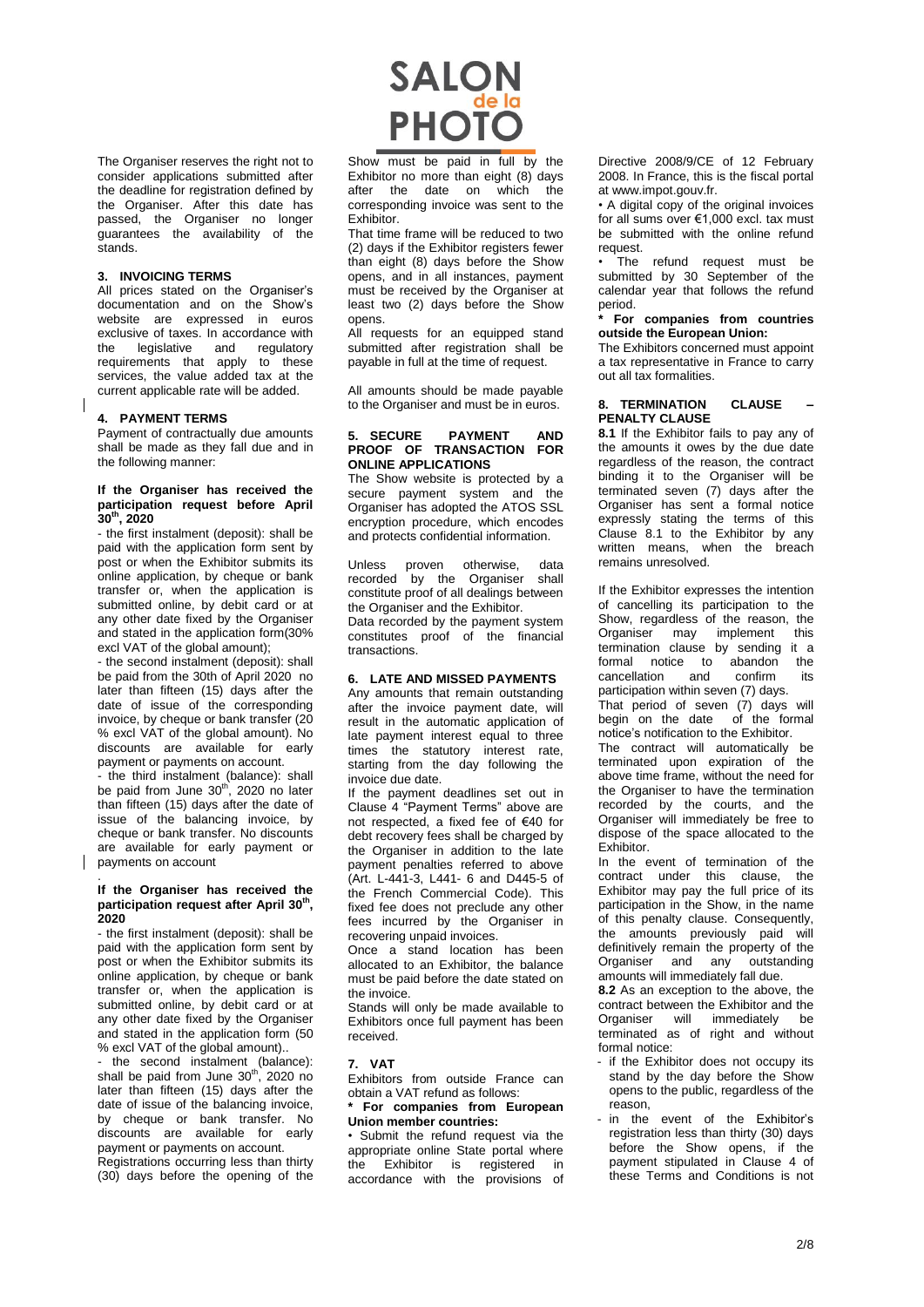The Organiser reserves the right not to consider applications submitted after the deadline for registration defined by the Organiser. After this date has passed, the Organiser no longer guarantees the availability of the stands.

### 3. INVOICING TERMS

All prices stated on the Organiser's documentation and on the Show's website are expressed in euros exclusive of taxes. In accordance with the legislative and regulatory requirements that apply to these services, the value added tax at the current applicable rate will be added.

### 4. PAYMENT TERMS

Payment of contractually due amounts shall be made as they fall due and in the following manner:

**If the Organiser has received the participation request before April 30th, 2020**

- the first instalment (deposit): shall be paid with the application form sent by post or when the Exhibitor submits its online application, by cheque or bank transfer or, when the application is submitted online, by debit card or at any other date fixed by the Organiser and stated in the application form(30% excl VAT of the global amount);
- the second instalment (deposit): shall be paid from the 30th of April 2020 no later than fifteen (15) days after the date of issue of the corresponding invoice, by cheque or bank transfer (20 % excl VAT of the global amount). No discounts are available for early payment or payments on account.
- the third instalment (balance): shall be paid from June 30th, 2020 no later than fifteen (15) days after the date of issue of the balancing invoice, by cheque or bank transfer. No discounts are available for early payment or payments on account

**If the Organiser has received the participation request after April 30th, 2020**

- the first instalment (deposit): shall be paid with the application form sent by post or when the Exhibitor submits its online application, by cheque or bank transfer or, when the application is submitted online, by debit card or at any other date fixed by the Organiser and stated in the application form (50 % excl VAT of the global amount)..
- the second instalment (balance): shall be paid from June 30th, 2020 no later than fifteen (15) days after the date of issue of the balancing invoice, by cheque or bank transfer. No discounts are available for early payment or payments on account.

Registrations occurring less than thirty (30) days before the opening of the Show must be paid in full by the Exhibitor no more than eight (8) days after the date on which the corresponding invoice was sent to the Exhibitor.

That time frame will be reduced to two (2) days if the Exhibitor registers fewer than eight (8) days before the Show opens, and in all instances, payment must be received by the Organiser at least two (2) days before the Show opens.

All requests for an equipped stand submitted after registration shall be payable in full at the time of request.

All amounts should be made payable to the Organiser and must be in euros.

### 5. SECURE PAYMENT AND PROOF OF TRANSACTION FOR ONLINE APPLICATIONS

The Show website is protected by a secure payment system and the Organiser has adopted the ATOS SSL encryption procedure, which encodes and protects confidential information.

Unless proven otherwise, data recorded by the Organiser shall constitute proof of all dealings between the Organiser and the Exhibitor.

Data recorded by the payment system constitutes proof of the financial transactions.

### 6. LATE AND MISSED PAYMENTS

Any amounts that remain outstanding after the invoice payment date, will result in the automatic application of late payment interest equal to three times the statutory interest rate, starting from the day following the invoice due date.

If the payment deadlines set out in Clause 4 "Payment Terms" above are not respected, a fixed fee of €40 for debt recovery fees shall be charged by the Organiser in addition to the late payment penalties referred to above (Art. L-441-3, L441- 6 and D445-5 of the French Commercial Code). This fixed fee does not preclude any other fees incurred by the Organiser in recovering unpaid invoices.

Once a stand location has been allocated to an Exhibitor, the balance must be paid before the date stated on the invoice.

Stands will only be made available to Exhibitors once full payment has been received.

### 7. VAT

Exhibitors from outside France can obtain a VAT refund as follows:

**\* For companies from European Union member countries:**

• Submit the refund request via the appropriate online State portal where the Exhibitor is registered in accordance with the provisions of Directive 2008/9/CE of 12 February 2008. In France, this is the fiscal portal at www.impot.gouv.fr.

• A digital copy of the original invoices for all sums over €1,000 excl. tax must be submitted with the online refund request.

• The refund request must be submitted by 30 September of the calendar year that follows the refund period.

**\* For companies from countries outside the European Union:**

The Exhibitors concerned must appoint a tax representative in France to carry out all tax formalities.

### 8. TERMINATION CLAUSE – PENALTY CLAUSE

**8.1** If the Exhibitor fails to pay any of the amounts it owes by the due date regardless of the reason, the contract binding it to the Organiser will be terminated seven (7) days after the Organiser has sent a formal notice expressly stating the terms of this Clause 8.1 to the Exhibitor by any written means, when the breach remains unresolved.

If the Exhibitor expresses the intention of cancelling its participation to the Show, regardless of the reason, the Organiser may implement this termination clause by sending it a formal notice to abandon the cancellation and confirm its participation within seven (7) days.

That period of seven (7) days will begin on the date of the formal notice's notification to the Exhibitor.

The contract will automatically be terminated upon expiration of the above time frame, without the need for the Organiser to have the termination recorded by the courts, and the Organiser will immediately be free to dispose of the space allocated to the Exhibitor.

In the event of termination of the contract under this clause, the Exhibitor may pay the full price of its participation in the Show, in the name of this penalty clause. Consequently, the amounts previously paid will definitively remain the property of the Organiser and any outstanding amounts will immediately fall due.

**8.2** As an exception to the above, the contract between the Exhibitor and the Organiser will immediately be terminated as of right and without formal notice:

- if the Exhibitor does not occupy its stand by the day before the Show opens to the public, regardless of the reason,
- in the event of the Exhibitor's registration less than thirty (30) days before the Show opens, if the payment stipulated in Clause 4 of these Terms and Conditions is not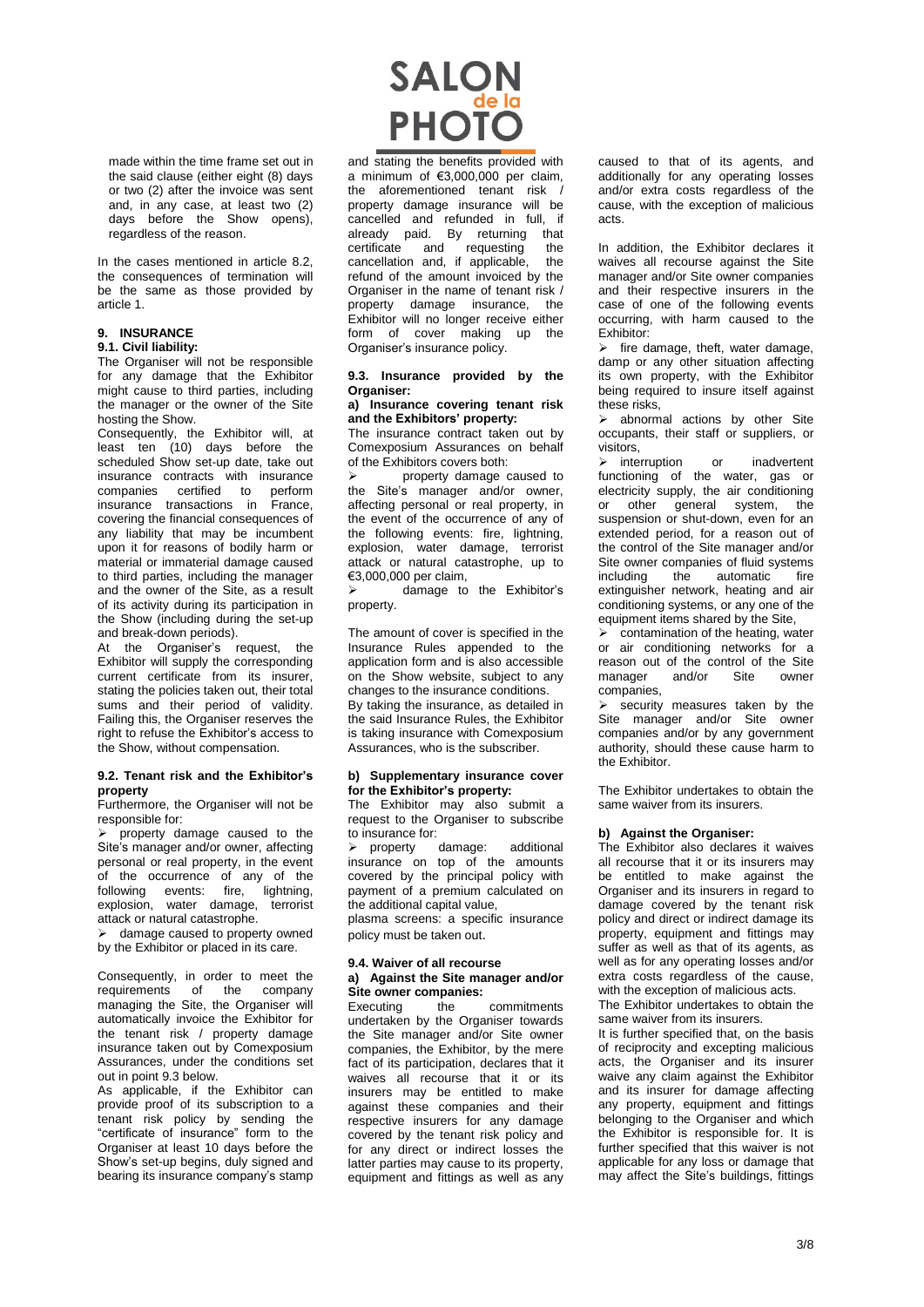made within the time frame set out in the said clause (either eight (8) days or two (2) after the invoice was sent and, in any case, at least two (2) days before the Show opens), regardless of the reason.

In the cases mentioned in article 8.2, the consequences of termination will be the same as those provided by article 1.

## 9. INSURANCE

### 9.1. Civil liability:

The Organiser will not be responsible for any damage that the Exhibitor might cause to third parties, including the manager or the owner of the Site hosting the Show.

Consequently, the Exhibitor will, at least ten (10) days before the scheduled Show set-up date, take out insurance contracts with insurance companies certified to perform insurance transactions in France, covering the financial consequences of any liability that may be incumbent upon it for reasons of bodily harm or material or immaterial damage caused to third parties, including the manager and the owner of the Site, as a result of its activity during its participation in the Show (including during the set-up and break-down periods).

At the Organiser's request, the Exhibitor will supply the corresponding current certificate from its insurer, stating the policies taken out, their total sums and their period of validity. Failing this, the Organiser reserves the right to refuse the Exhibitor's access to the Show, without compensation.

### 9.2. Tenant risk and the Exhibitor's property

Furthermore, the Organiser will not be responsible for:

- property damage caused to the Site's manager and/or owner, affecting personal or real property, in the event of the occurrence of any of the following events: fire, lightning, explosion, water damage, terrorist attack or natural catastrophe.
- damage caused to property owned by the Exhibitor or placed in its care.

Consequently, in order to meet the requirements of the company managing the Site, the Organiser will automatically invoice the Exhibitor for the tenant risk / property damage insurance taken out by Comexposium Assurances, under the conditions set out in point 9.3 below.

As applicable, if the Exhibitor can provide proof of its subscription to a tenant risk policy by sending the "certificate of insurance" form to the Organiser at least 10 days before the Show's set-up begins, duly signed and bearing its insurance company's stamp and stating the benefits provided with a minimum of €3,000,000 per claim, the aforementioned tenant risk / property damage insurance will be cancelled and refunded in full, if already paid. By returning that certificate and requesting the cancellation and, if applicable, the refund of the amount invoiced by the Organiser in the name of tenant risk / property damage insurance, the Exhibitor will no longer receive either form of cover making up the Organiser's insurance policy.

### 9.3. Insurance provided by the Organiser:

#### a) Insurance covering tenant risk and the Exhibitors' property:

The insurance contract taken out by Comexposium Assurances on behalf of the Exhibitors covers both:

- property damage caused to the Site's manager and/or owner, affecting personal or real property, in the event of the occurrence of any of the following events: fire, lightning, explosion, water damage, terrorist attack or natural catastrophe, up to €3,000,000 per claim,
- damage to the Exhibitor's property.

The amount of cover is specified in the Insurance Rules appended to the application form and is also accessible on the Show website, subject to any changes to the insurance conditions.

By taking the insurance, as detailed in the said Insurance Rules, the Exhibitor is taking insurance with Comexposium Assurances, who is the subscriber.

#### b) Supplementary insurance cover for the Exhibitor's property:

The Exhibitor may also submit a request to the Organiser to subscribe to insurance for:

- property damage: additional insurance on top of the amounts covered by the principal policy with payment of a premium calculated on the additional capital value,

plasma screens: a specific insurance policy must be taken out.

### 9.4. Waiver of all recourse

#### a) Against the Site manager and/or Site owner companies:

Executing the commitments undertaken by the Organiser towards the Site manager and/or Site owner companies, the Exhibitor, by the mere fact of its participation, declares that it waives all recourse that it or its insurers may be entitled to make against these companies and their respective insurers for any damage covered by the tenant risk policy and for any direct or indirect losses the latter parties may cause to its property, equipment and fittings as well as any caused to that of its agents, and additionally for any operating losses and/or extra costs regardless of the cause, with the exception of malicious acts.

In addition, the Exhibitor declares it waives all recourse against the Site manager and/or Site owner companies and their respective insurers in the case of one of the following events occurring, with harm caused to the Exhibitor:

- fire damage, theft, water damage, damp or any other situation affecting its own property, with the Exhibitor being required to insure itself against these risks,
- abnormal actions by other Site occupants, their staff or suppliers, or visitors,
- interruption or inadvertent functioning of the water, gas or electricity supply, the air conditioning or other general system, the suspension or shut-down, even for an extended period, for a reason out of the control of the Site manager and/or Site owner companies of fluid systems including the automatic fire extinguisher network, heating and air conditioning systems, or any one of the equipment items shared by the Site,
- contamination of the heating, water or air conditioning networks for a reason out of the control of the Site manager and/or Site owner companies,
- security measures taken by the Site manager and/or Site owner companies and/or by any government authority, should these cause harm to the Exhibitor.

The Exhibitor undertakes to obtain the same waiver from its insurers.

#### b) Against the Organiser:

The Exhibitor also declares it waives all recourse that it or its insurers may be entitled to make against the Organiser and its insurers in regard to damage covered by the tenant risk policy and direct or indirect damage its property, equipment and fittings may suffer as well as that of its agents, as well as for any operating losses and/or extra costs regardless of the cause, with the exception of malicious acts.

The Exhibitor undertakes to obtain the same waiver from its insurers.

It is further specified that, on the basis of reciprocity and excepting malicious acts, the Organiser and its insurer waive any claim against the Exhibitor and its insurer for damage affecting any property, equipment and fittings belonging to the Organiser and which the Exhibitor is responsible for. It is further specified that this waiver is not applicable for any loss or damage that may affect the Site's buildings, fittings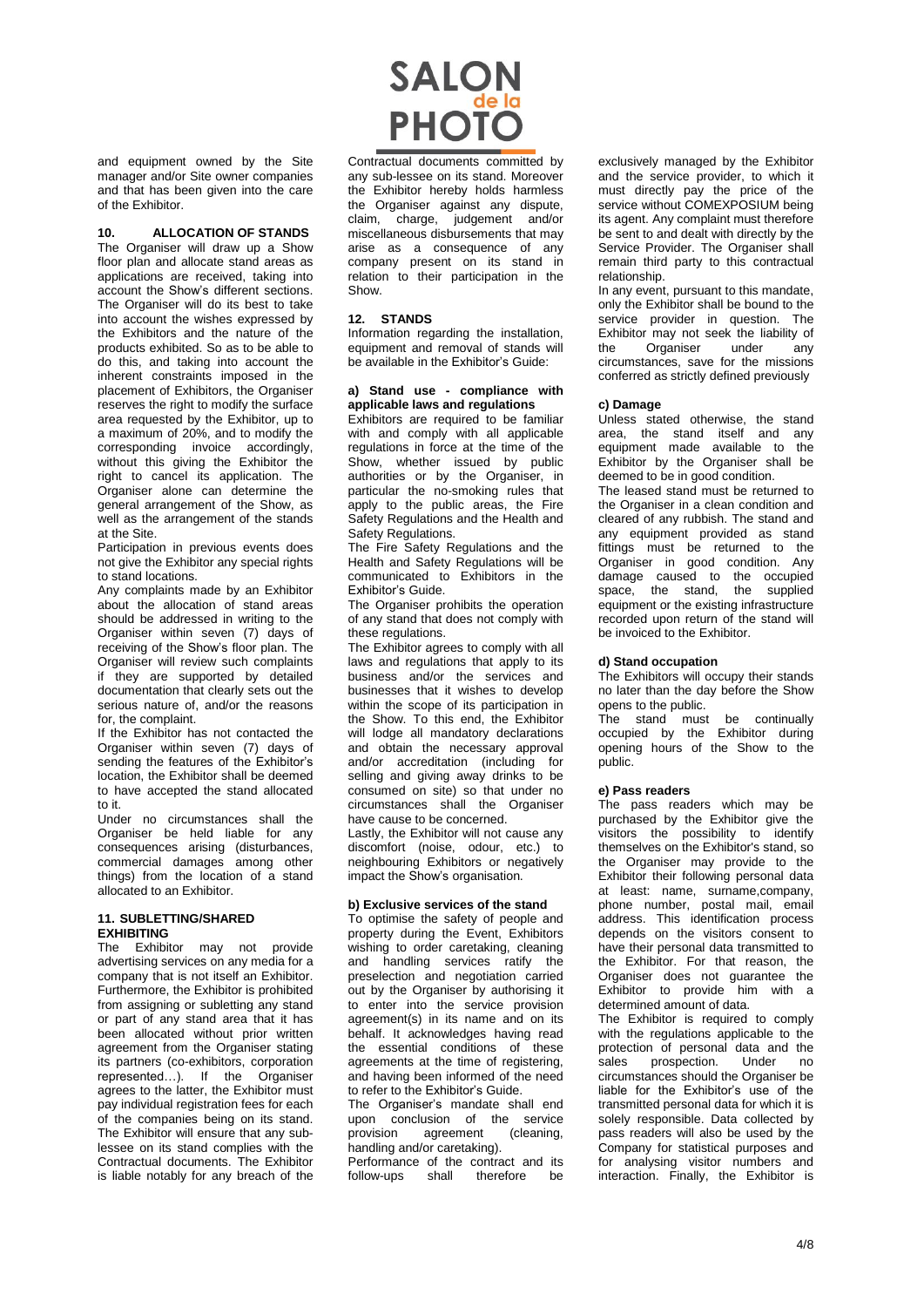and equipment owned by the Site manager and/or Site owner companies and that has been given into the care of the Exhibitor.

## 10. ALLOCATION OF STANDS

The Organiser will draw up a Show floor plan and allocate stand areas as applications are received, taking into account the Show's different sections. The Organiser will do its best to take into account the wishes expressed by the Exhibitors and the nature of the products exhibited. So as to be able to do this, and taking into account the inherent constraints imposed in the placement of Exhibitors, the Organiser reserves the right to modify the surface area requested by the Exhibitor, up to a maximum of 20%, and to modify the corresponding invoice accordingly, without this giving the Exhibitor the right to cancel its application. The Organiser alone can determine the general arrangement of the Show, as well as the arrangement of the stands at the Site.

Participation in previous events does not give the Exhibitor any special rights to stand locations.

Any complaints made by an Exhibitor about the allocation of stand areas should be addressed in writing to the Organiser within seven (7) days of receiving of the Show's floor plan. The Organiser will review such complaints if they are supported by detailed documentation that clearly sets out the serious nature of, and/or the reasons for, the complaint.

If the Exhibitor has not contacted the Organiser within seven (7) days of sending the features of the Exhibitor's location, the Exhibitor shall be deemed to have accepted the stand allocated to it.

Under no circumstances shall the Organiser be held liable for any consequences arising (disturbances, commercial damages among other things) from the location of a stand allocated to an Exhibitor.

## 11. SUBLETTING/SHARED EXHIBITING

The Exhibitor may not provide advertising services on any media for a company that is not itself an Exhibitor. Furthermore, the Exhibitor is prohibited from assigning or subletting any stand or part of any stand area that it has been allocated without prior written agreement from the Organiser stating its partners (co-exhibitors, corporation represented…). If the Organiser agrees to the latter, the Exhibitor must pay individual registration fees for each of the companies being on its stand. The Exhibitor will ensure that any sub-lessee on its stand complies with the Contractual documents. The Exhibitor is liable notably for any breach of the Contractual documents committed by any sub-lessee on its stand. Moreover the Exhibitor hereby holds harmless the Organiser against any dispute, claim, charge, judgement and/or miscellaneous disbursements that may arise as a consequence of any company present on its stand in relation to their participation in the Show.

## 12. STANDS

Information regarding the installation, equipment and removal of stands will be available in the Exhibitor's Guide:

### a) Stand use - compliance with applicable laws and regulations

Exhibitors are required to be familiar with and comply with all applicable regulations in force at the time of the Show, whether issued by public authorities or by the Organiser, in particular the no-smoking rules that apply to the public areas, the Fire Safety Regulations and the Health and Safety Regulations.

The Fire Safety Regulations and the Health and Safety Regulations will be communicated to Exhibitors in the Exhibitor's Guide.

The Organiser prohibits the operation of any stand that does not comply with these regulations.

The Exhibitor agrees to comply with all laws and regulations that apply to its business and/or the services and businesses that it wishes to develop within the scope of its participation in the Show. To this end, the Exhibitor will lodge all mandatory declarations and obtain the necessary approval and/or accreditation (including for selling and giving away drinks to be consumed on site) so that under no circumstances shall the Organiser have cause to be concerned.

Lastly, the Exhibitor will not cause any discomfort (noise, odour, etc.) to neighbouring Exhibitors or negatively impact the Show's organisation.

### b) Exclusive services of the stand

To optimise the safety of people and property during the Event, Exhibitors wishing to order caretaking, cleaning and handling services ratify the preselection and negotiation carried out by the Organiser by authorising it to enter into the service provision agreement(s) in its name and on its behalf. It acknowledges having read the essential conditions of these agreements at the time of registering, and having been informed of the need to refer to the Exhibitor's Guide.

The Organiser's mandate shall end upon conclusion of the service provision agreement (cleaning, handling and/or caretaking).

Performance of the contract and its follow-ups shall therefore be exclusively managed by the Exhibitor and the service provider, to which it must directly pay the price of the service without COMEXPOSIUM being its agent. Any complaint must therefore be sent to and dealt with directly by the Service Provider. The Organiser shall remain third party to this contractual relationship.

In any event, pursuant to this mandate, only the Exhibitor shall be bound to the service provider in question. The Exhibitor may not seek the liability of the Organiser under any circumstances, save for the missions conferred as strictly defined previously

### c) Damage

Unless stated otherwise, the stand area, the stand itself and any equipment made available to the Exhibitor by the Organiser shall be deemed to be in good condition.

The leased stand must be returned to the Organiser in a clean condition and cleared of any rubbish. The stand and any equipment provided as stand fittings must be returned to the Organiser in good condition. Any damage caused to the occupied space, the stand, the supplied equipment or the existing infrastructure recorded upon return of the stand will be invoiced to the Exhibitor.

### d) Stand occupation

The Exhibitors will occupy their stands no later than the day before the Show opens to the public.

The stand must be continually occupied by the Exhibitor during opening hours of the Show to the public.

### e) Pass readers

The pass readers which may be purchased by the Exhibitor give the visitors the possibility to identify themselves on the Exhibitor's stand, so the Organiser may provide to the Exhibitor their following personal data at least: name, surname,company, phone number, postal mail, email address. This identification process depends on the visitors consent to have their personal data transmitted to the Exhibitor. For that reason, the Organiser does not guarantee the Exhibitor to provide him with a determined amount of data.

The Exhibitor is required to comply with the regulations applicable to the protection of personal data and the sales prospection. Under no circumstances should the Organiser be liable for the Exhibitor's use of the transmitted personal data for which it is solely responsible. Data collected by pass readers will also be used by the Company for statistical purposes and for analysing visitor numbers and interaction. Finally, the Exhibitor is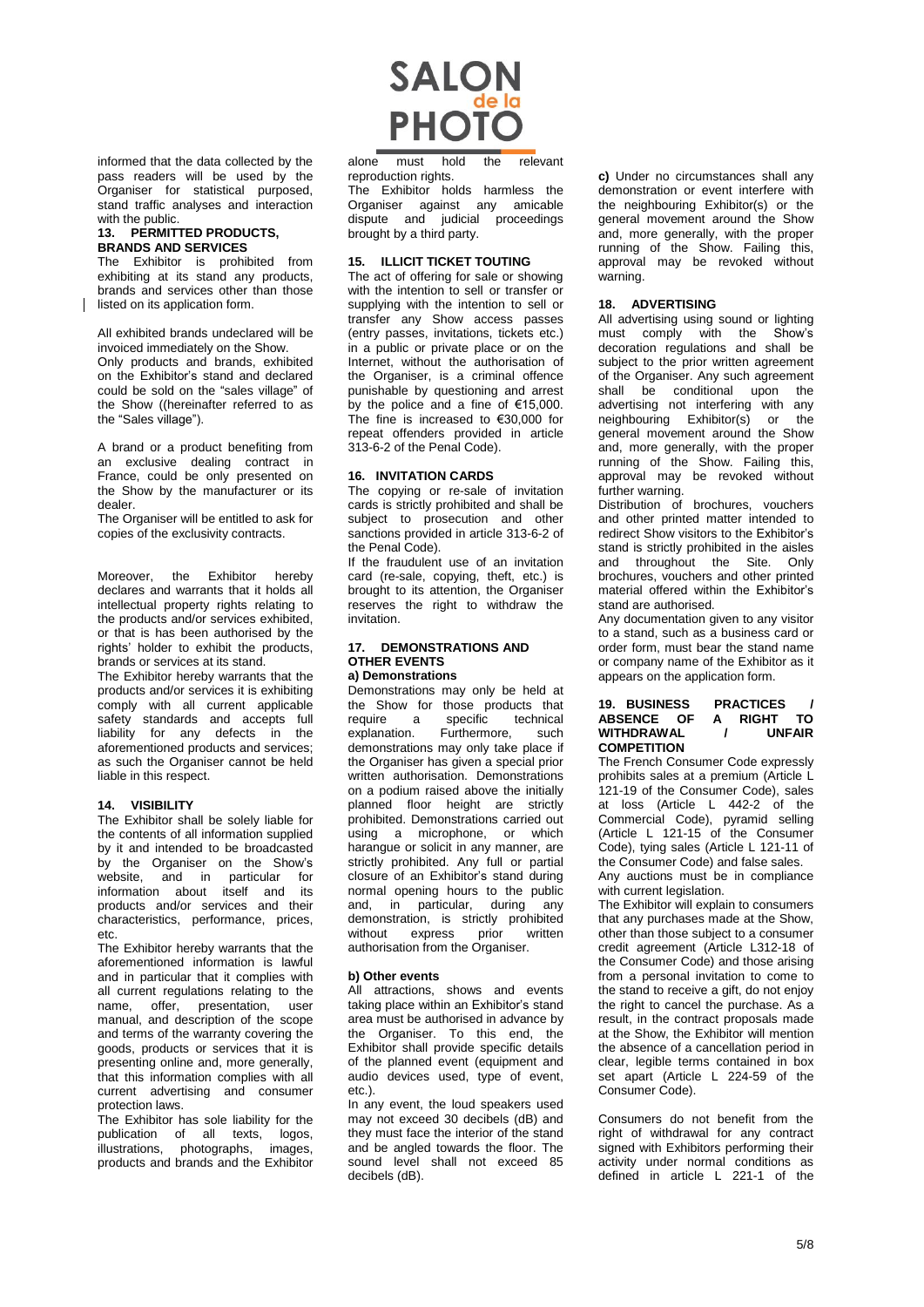informed that the data collected by the pass readers will be used by the Organiser for statistical purposed, stand traffic analyses and interaction with the public.

## 13. PERMITTED PRODUCTS, BRANDS AND SERVICES

The Exhibitor is prohibited from exhibiting at its stand any products, brands and services other than those listed on its application form.

All exhibited brands undeclared will be invoiced immediately on the Show.

Only products and brands, exhibited on the Exhibitor's stand and declared could be sold on the "sales village" of the Show ((hereinafter referred to as the "Sales village").

A brand or a product benefiting from an exclusive dealing contract in France, could be only presented on the Show by the manufacturer or its dealer.

The Organiser will be entitled to ask for copies of the exclusivity contracts.

Moreover, the Exhibitor hereby declares and warrants that it holds all intellectual property rights relating to the products and/or services exhibited, or that is has been authorised by the rights' holder to exhibit the products, brands or services at its stand.

The Exhibitor hereby warrants that the products and/or services it is exhibiting comply with all current applicable safety standards and accepts full liability for any defects in the aforementioned products and services; as such the Organiser cannot be held liable in this respect.

## 14. VISIBILITY

The Exhibitor shall be solely liable for the contents of all information supplied by it and intended to be broadcasted by the Organiser on the Show's website, and in particular for information about itself and its products and/or services and their characteristics, performance, prices, etc.

The Exhibitor hereby warrants that the aforementioned information is lawful and in particular that it complies with all current regulations relating to the name, offer, presentation, user manual, and description of the scope and terms of the warranty covering the goods, products or services that it is presenting online and, more generally, that this information complies with all current advertising and consumer protection laws.

The Exhibitor has sole liability for the publication of all texts, logos, illustrations, photographs, images, products and brands and the Exhibitor alone must hold the relevant reproduction rights.

The Exhibitor holds harmless the Organiser against any amicable dispute and judicial proceedings brought by a third party.

## 15. ILLICIT TICKET TOUTING

The act of offering for sale or showing with the intention to sell or transfer or supplying with the intention to sell or transfer any Show access passes (entry passes, invitations, tickets etc.) in a public or private place or on the Internet, without the authorisation of the Organiser, is a criminal offence punishable by questioning and arrest by the police and a fine of €15,000. The fine is increased to €30,000 for repeat offenders provided in article 313-6-2 of the Penal Code).

## 16. INVITATION CARDS

The copying or re-sale of invitation cards is strictly prohibited and shall be subject to prosecution and other sanctions provided in article 313-6-2 of the Penal Code).

If the fraudulent use of an invitation card (re-sale, copying, theft, etc.) is brought to its attention, the Organiser reserves the right to withdraw the invitation.

## 17. DEMONSTRATIONS AND OTHER EVENTS

### a) Demonstrations

Demonstrations may only be held at the Show for those products that require a specific technical explanation. Furthermore, such demonstrations may only take place if the Organiser has given a special prior written authorisation. Demonstrations on a podium raised above the initially planned floor height are strictly prohibited. Demonstrations carried out using a microphone, or which harangue or solicit in any manner, are strictly prohibited. Any full or partial closure of an Exhibitor's stand during normal opening hours to the public and, in particular, during any demonstration, is strictly prohibited without express prior written authorisation from the Organiser.

### b) Other events

All attractions, shows and events taking place within an Exhibitor's stand area must be authorised in advance by the Organiser. To this end, the Exhibitor shall provide specific details of the planned event (equipment and audio devices used, type of event, etc.).

In any event, the loud speakers used may not exceed 30 decibels (dB) and they must face the interior of the stand and be angled towards the floor. The sound level shall not exceed 85 decibels (dB).

**c)** Under no circumstances shall any demonstration or event interfere with the neighbouring Exhibitor(s) or the general movement around the Show and, more generally, with the proper running of the Show. Failing this, approval may be revoked without warning.

## 18. ADVERTISING

All advertising using sound or lighting must comply with the Show's decoration regulations and shall be subject to the prior written agreement of the Organiser. Any such agreement shall be conditional upon the advertising not interfering with any neighbouring Exhibitor(s) or the general movement around the Show and, more generally, with the proper running of the Show. Failing this, approval may be revoked without further warning.

Distribution of brochures, vouchers and other printed matter intended to redirect Show visitors to the Exhibitor's stand is strictly prohibited in the aisles and throughout the Site. Only brochures, vouchers and other printed material offered within the Exhibitor's stand are authorised.

Any documentation given to any visitor to a stand, such as a business card or order form, must bear the stand name or company name of the Exhibitor as it appears on the application form.

## 19. BUSINESS PRACTICES / ABSENCE OF A RIGHT TO WITHDRAWAL / UNFAIR COMPETITION

The French Consumer Code expressly prohibits sales at a premium (Article L 121-19 of the Consumer Code), sales at loss (Article L 442-2 of the Commercial Code), pyramid selling (Article L 121-15 of the Consumer Code), tying sales (Article L 121-11 of the Consumer Code) and false sales.

Any auctions must be in compliance with current legislation.

The Exhibitor will explain to consumers that any purchases made at the Show, other than those subject to a consumer credit agreement (Article L312-18 of the Consumer Code) and those arising from a personal invitation to come to the stand to receive a gift, do not enjoy the right to cancel the purchase. As a result, in the contract proposals made at the Show, the Exhibitor will mention the absence of a cancellation period in clear, legible terms contained in box set apart (Article L 224-59 of the Consumer Code).

Consumers do not benefit from the right of withdrawal for any contract signed with Exhibitors performing their activity under normal conditions as defined in article L 221-1 of the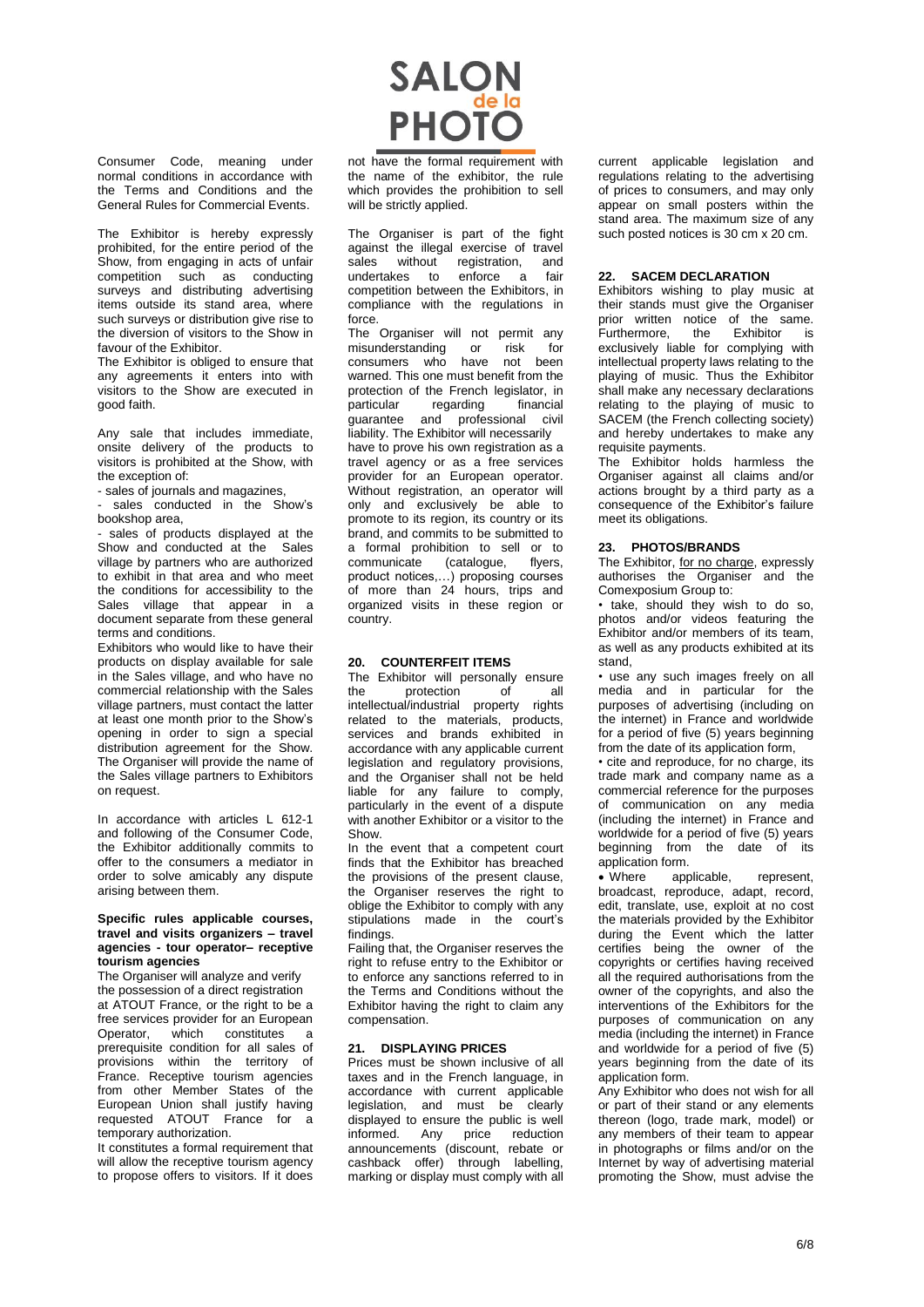Consumer Code, meaning under normal conditions in accordance with the Terms and Conditions and the General Rules for Commercial Events.

The Exhibitor is hereby expressly prohibited, for the entire period of the Show, from engaging in acts of unfair competition such as conducting surveys and distributing advertising items outside its stand area, where such surveys or distribution give rise to the diversion of visitors to the Show in favour of the Exhibitor.

The Exhibitor is obliged to ensure that any agreements it enters into with visitors to the Show are executed in good faith.

Any sale that includes immediate, onsite delivery of the products to visitors is prohibited at the Show, with the exception of:

- sales of journals and magazines,
- sales conducted in the Show's bookshop area,
- sales of products displayed at the Show and conducted at the Sales village by partners who are authorized to exhibit in that area and who meet the conditions for accessibility to the Sales village that appear in a document separate from these general terms and conditions.

Exhibitors who would like to have their products on display available for sale in the Sales village, and who have no commercial relationship with the Sales village partners, must contact the latter at least one month prior to the Show's opening in order to sign a special distribution agreement for the Show. The Organiser will provide the name of the Sales village partners to Exhibitors on request.

In accordance with articles L 612-1 and following of the Consumer Code, the Exhibitor additionally commits to offer to the consumers a mediator in order to solve amicably any dispute arising between them.

**Specific rules applicable courses, travel and visits organizers – travel agencies - tour operator– receptive tourism agencies**

The Organiser will analyze and verify the possession of a direct registration at ATOUT France, or the right to be a free services provider for an European Operator, which constitutes a prerequisite condition for all sales of provisions within the territory of France. Receptive tourism agencies from other Member States of the European Union shall justify having requested ATOUT France for a temporary authorization.

It constitutes a formal requirement that will allow the receptive tourism agency to propose offers to visitors. If it does not have the formal requirement with the name of the exhibitor, the rule which provides the prohibition to sell will be strictly applied.

The Organiser is part of the fight against the illegal exercise of travel sales without registration, and undertakes to enforce a fair competition between the Exhibitors, in compliance with the regulations in force.

The Organiser will not permit any misunderstanding or risk for consumers who have not been warned. This one must benefit from the protection of the French legislator, in particular regarding financial guarantee and professional civil liability. The Exhibitor will necessarily have to prove his own registration as a travel agency or as a free services provider for an European operator. Without registration, an operator will only and exclusively be able to promote to its region, its country or its brand, and commits to be submitted to a formal prohibition to sell or to communicate (catalogue, flyers, product notices,…) proposing courses of more than 24 hours, trips and organized visits in these region or country.

## 20. COUNTERFEIT ITEMS

The Exhibitor will personally ensure the protection of all intellectual/industrial property rights related to the materials, products, services and brands exhibited in accordance with any applicable current legislation and regulatory provisions, and the Organiser shall not be held liable for any failure to comply, particularly in the event of a dispute with another Exhibitor or a visitor to the Show.

In the event that a competent court finds that the Exhibitor has breached the provisions of the present clause, the Organiser reserves the right to oblige the Exhibitor to comply with any stipulations made in the court's findings.

Failing that, the Organiser reserves the right to refuse entry to the Exhibitor or to enforce any sanctions referred to in the Terms and Conditions without the Exhibitor having the right to claim any compensation.

## 21. DISPLAYING PRICES

Prices must be shown inclusive of all taxes and in the French language, in accordance with current applicable legislation, and must be clearly displayed to ensure the public is well informed. Any price reduction announcements (discount, rebate or cashback offer) through labelling, marking or display must comply with all current applicable legislation and regulations relating to the advertising of prices to consumers, and may only appear on small posters within the stand area. The maximum size of any such posted notices is 30 cm x 20 cm.

## 22. SACEM DECLARATION

Exhibitors wishing to play music at their stands must give the Organiser prior written notice of the same. Furthermore, the Exhibitor is exclusively liable for complying with intellectual property laws relating to the playing of music. Thus the Exhibitor shall make any necessary declarations relating to the playing of music to SACEM (the French collecting society) and hereby undertakes to make any requisite payments.

The Exhibitor holds harmless the Organiser against all claims and/or actions brought by a third party as a consequence of the Exhibitor's failure meet its obligations.

## 23. PHOTOS/BRANDS

The Exhibitor, for no charge, expressly authorises the Organiser and the Comexposium Group to:

- take, should they wish to do so, photos and/or videos featuring the Exhibitor and/or members of its team, as well as any products exhibited at its stand,
- use any such images freely on all media and in particular for the purposes of advertising (including on the internet) in France and worldwide for a period of five (5) years beginning from the date of its application form,
- cite and reproduce, for no charge, its trade mark and company name as a commercial reference for the purposes of communication on any media (including the internet) in France and worldwide for a period of five (5) years beginning from the date of its application form.
- Where applicable, represent, broadcast, reproduce, adapt, record, edit, translate, use, exploit at no cost the materials provided by the Exhibitor during the Event which the latter certifies being the owner of the copyrights or certifies having received all the required authorisations from the owner of the copyrights, and also the interventions of the Exhibitors for the purposes of communication on any media (including the internet) in France and worldwide for a period of five (5) years beginning from the date of its application form.

Any Exhibitor who does not wish for all or part of their stand or any elements thereon (logo, trade mark, model) or any members of their team to appear in photographs or films and/or on the Internet by way of advertising material promoting the Show, must advise the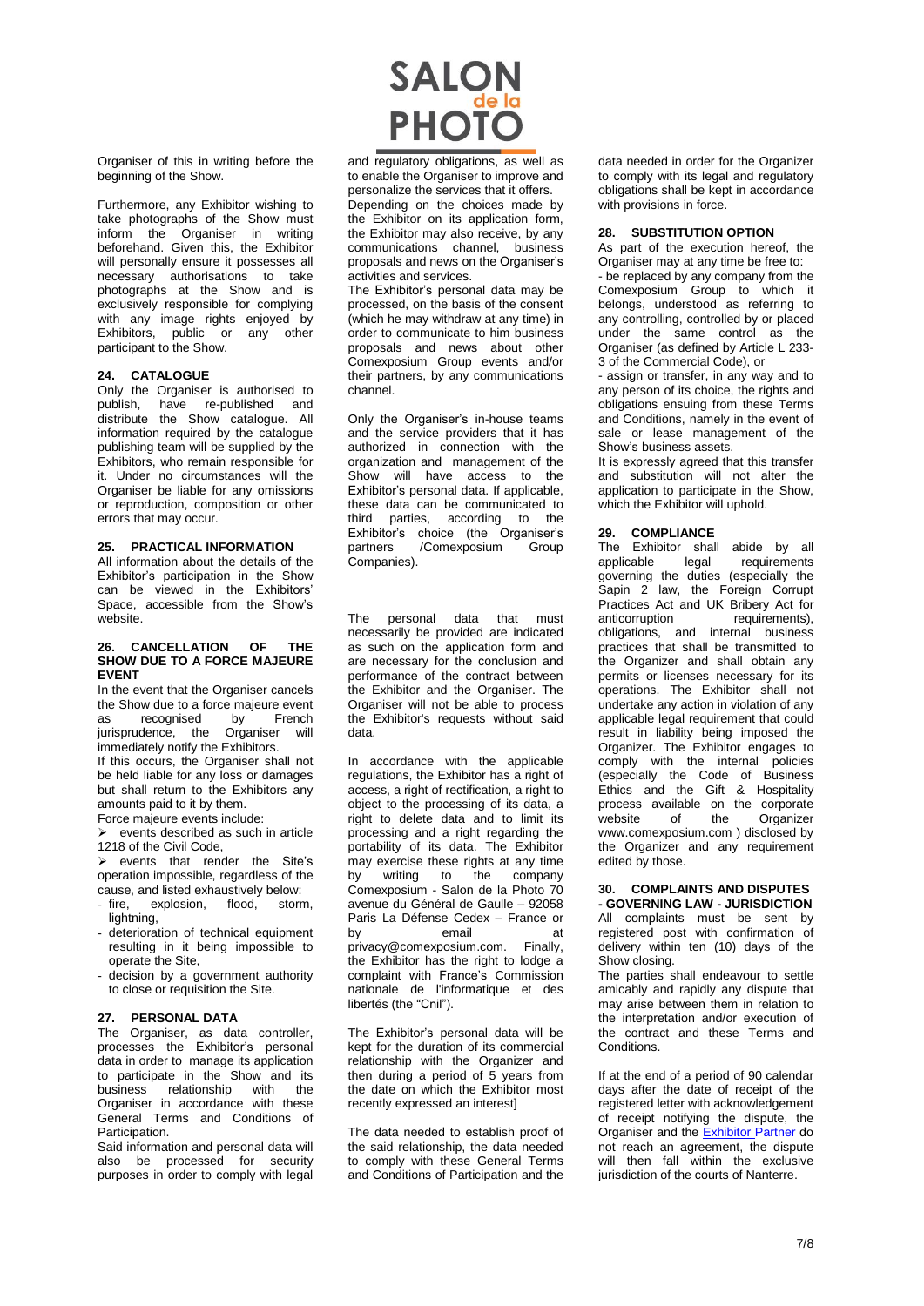Organiser of this in writing before the beginning of the Show.

Furthermore, any Exhibitor wishing to take photographs of the Show must inform the Organiser in writing beforehand. Given this, the Exhibitor will personally ensure it possesses all necessary authorisations to take photographs at the Show and is exclusively responsible for complying with any image rights enjoyed by Exhibitors, public or any other participant to the Show.

## 24. CATALOGUE

Only the Organiser is authorised to publish, have re-published and distribute the Show catalogue. All information required by the catalogue publishing team will be supplied by the Exhibitors, who remain responsible for it. Under no circumstances will the Organiser be liable for any omissions or reproduction, composition or other errors that may occur.

## 25. PRACTICAL INFORMATION

All information about the details of the Exhibitor's participation in the Show can be viewed in the Exhibitors' Space, accessible from the Show's website.

## 26. CANCELLATION OF THE SHOW DUE TO A FORCE MAJEURE EVENT

In the event that the Organiser cancels the Show due to a force majeure event as recognised by French jurisprudence, the Organiser will immediately notify the Exhibitors.

If this occurs, the Organiser shall not be held liable for any loss or damages but shall return to the Exhibitors any amounts paid to it by them.

Force majeure events include:

- events described as such in article 1218 of the Civil Code,
- events that render the Site's operation impossible, regardless of the cause, and listed exhaustively below:
  - fire, explosion, flood, storm, lightning,
  - deterioration of technical equipment resulting in it being impossible to operate the Site,
  - decision by a government authority to close or requisition the Site.

## 27. PERSONAL DATA

The Organiser, as data controller, processes the Exhibitor's personal data in order to manage its application to participate in the Show and its business relationship with the Organiser in accordance with these General Terms and Conditions of Participation.

Said information and personal data will also be processed for security purposes in order to comply with legal and regulatory obligations, as well as to enable the Organiser to improve and personalize the services that it offers.

Depending on the choices made by the Exhibitor on its application form, the Exhibitor may also receive, by any communications channel, business proposals and news on the Organiser's activities and services.

The Exhibitor's personal data may be processed, on the basis of the consent (which he may withdraw at any time) in order to communicate to him business proposals and news about other Comexposium Group events and/or their partners, by any communications channel.

Only the Organiser's in-house teams and the service providers that it has authorized in connection with the organization and management of the Show will have access to the Exhibitor's personal data. If applicable, these data can be communicated to third parties, according to the Exhibitor's choice (the Organiser's partners /Comexposium Group Companies).

The personal data that must necessarily be provided are indicated as such on the application form and are necessary for the conclusion and performance of the contract between the Exhibitor and the Organiser. The Organiser will not be able to process the Exhibitor's requests without said data.

In accordance with the applicable regulations, the Exhibitor has a right of access, a right of rectification, a right to object to the processing of its data, a right to delete data and to limit its processing and a right regarding the portability of its data. The Exhibitor may exercise these rights at any time by writing to the company Comexposium - Salon de la Photo 70 avenue du Général de Gaulle – 92058 Paris La Défense Cedex – France or by email at privacy@comexposium.com. Finally, the Exhibitor has the right to lodge a complaint with France's Commission nationale de l'informatique et des libertés (the "Cnil").

The Exhibitor's personal data will be kept for the duration of its commercial relationship with the Organizer and then during a period of 5 years from the date on which the Exhibitor most recently expressed an interest]

The data needed to establish proof of the said relationship, the data needed to comply with these General Terms and Conditions of Participation and the data needed in order for the Organizer to comply with its legal and regulatory obligations shall be kept in accordance with provisions in force.

## 28. SUBSTITUTION OPTION

As part of the execution hereof, the Organiser may at any time be free to:

- be replaced by any company from the Comexposium Group to which it belongs, understood as referring to any controlling, controlled by or placed under the same control as the Organiser (as defined by Article L 233-3 of the Commercial Code), or
- assign or transfer, in any way and to any person of its choice, the rights and obligations ensuing from these Terms and Conditions, namely in the event of sale or lease management of the Show's business assets.

It is expressly agreed that this transfer and substitution will not alter the application to participate in the Show, which the Exhibitor will uphold.

## 29. COMPLIANCE

The Exhibitor shall abide by all applicable legal requirements governing the duties (especially the Sapin 2 law, the Foreign Corrupt Practices Act and UK Bribery Act for anticorruption requirements), obligations, and internal business practices that shall be transmitted to the Organizer and shall obtain any permits or licenses necessary for its operations. The Exhibitor shall not undertake any action in violation of any applicable legal requirement that could result in liability being imposed the Organizer. The Exhibitor engages to comply with the internal policies (especially the Code of Business Ethics and the Gift & Hospitality process available on the corporate website of the Organizer www.comexposium.com ) disclosed by the Organizer and any requirement edited by those.

## 30. COMPLAINTS AND DISPUTES - GOVERNING LAW - JURISDICTION

All complaints must be sent by registered post with confirmation of delivery within ten (10) days of the Show closing.

The parties shall endeavour to settle amicably and rapidly any dispute that may arise between them in relation to the interpretation and/or execution of the contract and these Terms and Conditions.

If at the end of a period of 90 calendar days after the date of receipt of the registered letter with acknowledgement of receipt notifying the dispute, the Organiser and the Exhibitor ~~Partner~~ do not reach an agreement, the dispute will then fall within the exclusive jurisdiction of the courts of Nanterre.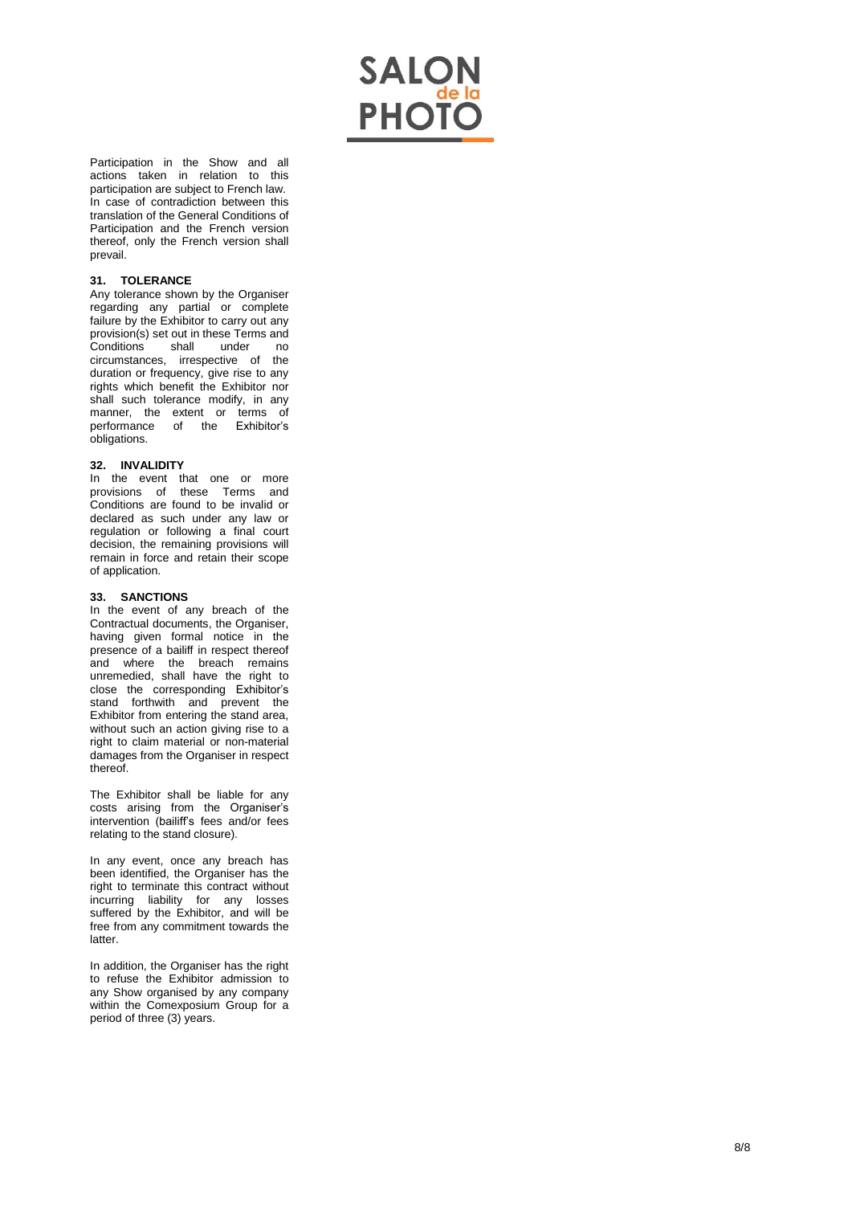Participation in the Show and all actions taken in relation to this participation are subject to French law. In case of contradiction between this translation of the General Conditions of Participation and the French version thereof, only the French version shall prevail.

### 31. TOLERANCE

Any tolerance shown by the Organiser regarding any partial or complete failure by the Exhibitor to carry out any provision(s) set out in these Terms and Conditions shall under no circumstances, irrespective of the duration or frequency, give rise to any rights which benefit the Exhibitor nor shall such tolerance modify, in any manner, the extent or terms of performance of the Exhibitor's obligations.

### 32. INVALIDITY

In the event that one or more provisions of these Terms and Conditions are found to be invalid or declared as such under any law or regulation or following a final court decision, the remaining provisions will remain in force and retain their scope of application.

### 33. SANCTIONS

In the event of any breach of the Contractual documents, the Organiser, having given formal notice in the presence of a bailiff in respect thereof and where the breach remains unremedied, shall have the right to close the corresponding Exhibitor's stand forthwith and prevent the Exhibitor from entering the stand area, without such an action giving rise to a right to claim material or non-material damages from the Organiser in respect thereof.

The Exhibitor shall be liable for any costs arising from the Organiser's intervention (bailiff's fees and/or fees relating to the stand closure).

In any event, once any breach has been identified, the Organiser has the right to terminate this contract without incurring liability for any losses suffered by the Exhibitor, and will be free from any commitment towards the latter.

In addition, the Organiser has the right to refuse the Exhibitor admission to any Show organised by any company within the Comexposium Group for a period of three (3) years.